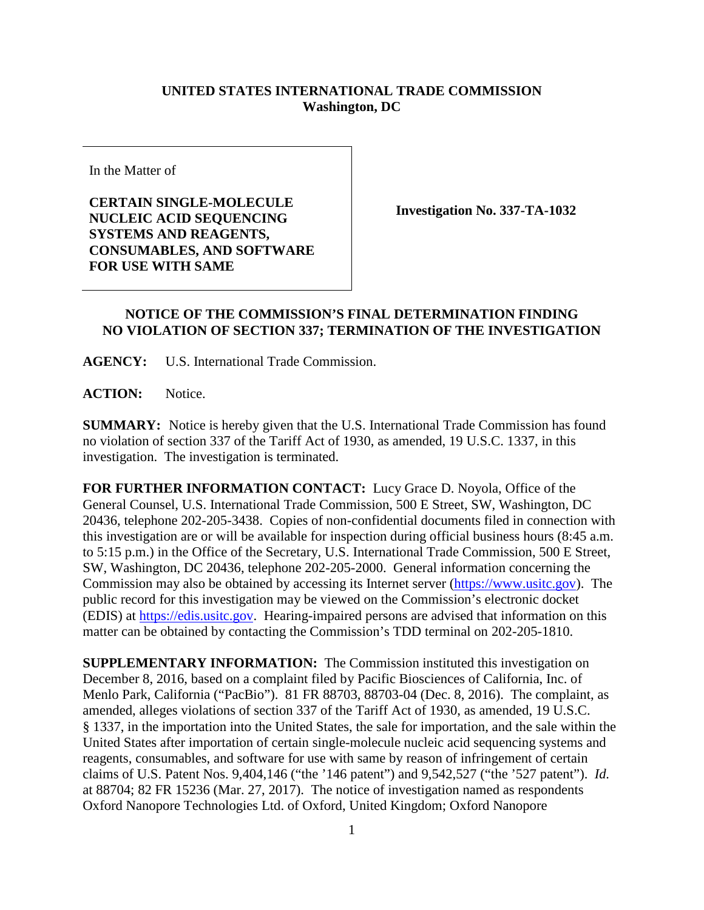**UNITED STATES INTERNATIONAL TRADE COMMISSION**
**Washington, DC**

In the Matter of

**CERTAIN SINGLE-MOLECULE NUCLEIC ACID SEQUENCING SYSTEMS AND REAGENTS, CONSUMABLES, AND SOFTWARE FOR USE WITH SAME**

**Investigation No. 337-TA-1032**

## NOTICE OF THE COMMISSION'S FINAL DETERMINATION FINDING NO VIOLATION OF SECTION 337; TERMINATION OF THE INVESTIGATION

**AGENCY:** U.S. International Trade Commission.

**ACTION:** Notice.

**SUMMARY:** Notice is hereby given that the U.S. International Trade Commission has found no violation of section 337 of the Tariff Act of 1930, as amended, 19 U.S.C. 1337, in this investigation. The investigation is terminated.

**FOR FURTHER INFORMATION CONTACT:** Lucy Grace D. Noyola, Office of the General Counsel, U.S. International Trade Commission, 500 E Street, SW, Washington, DC 20436, telephone 202-205-3438. Copies of non-confidential documents filed in connection with this investigation are or will be available for inspection during official business hours (8:45 a.m. to 5:15 p.m.) in the Office of the Secretary, U.S. International Trade Commission, 500 E Street, SW, Washington, DC 20436, telephone 202-205-2000. General information concerning the Commission may also be obtained by accessing its Internet server (https://www.usitc.gov). The public record for this investigation may be viewed on the Commission's electronic docket (EDIS) at https://edis.usitc.gov. Hearing-impaired persons are advised that information on this matter can be obtained by contacting the Commission's TDD terminal on 202-205-1810.

**SUPPLEMENTARY INFORMATION:** The Commission instituted this investigation on December 8, 2016, based on a complaint filed by Pacific Biosciences of California, Inc. of Menlo Park, California ("PacBio"). 81 FR 88703, 88703-04 (Dec. 8, 2016). The complaint, as amended, alleges violations of section 337 of the Tariff Act of 1930, as amended, 19 U.S.C. § 1337, in the importation into the United States, the sale for importation, and the sale within the United States after importation of certain single-molecule nucleic acid sequencing systems and reagents, consumables, and software for use with same by reason of infringement of certain claims of U.S. Patent Nos. 9,404,146 ("the '146 patent") and 9,542,527 ("the '527 patent"). *Id.* at 88704; 82 FR 15236 (Mar. 27, 2017). The notice of investigation named as respondents Oxford Nanopore Technologies Ltd. of Oxford, United Kingdom; Oxford Nanopore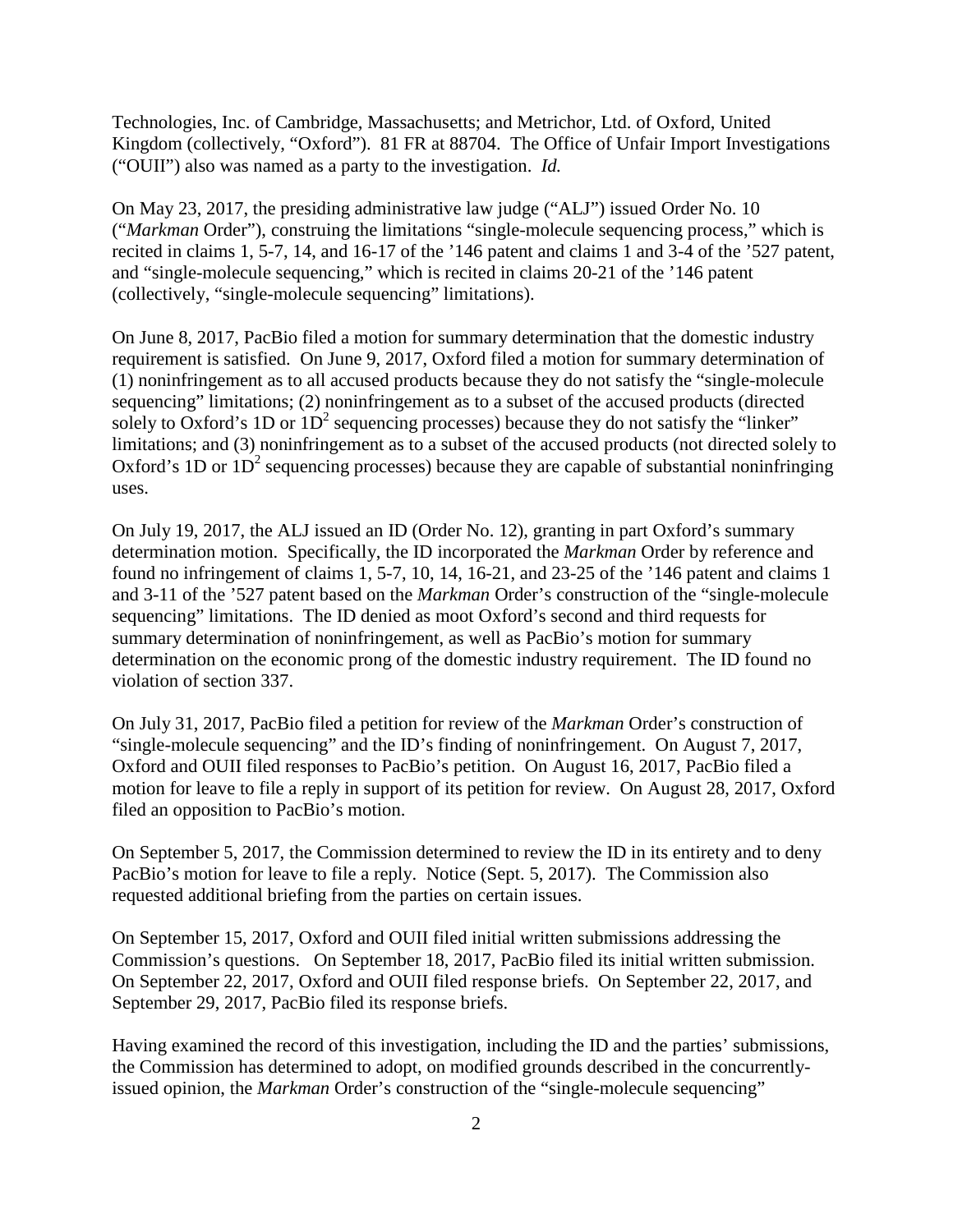Technologies, Inc. of Cambridge, Massachusetts; and Metrichor, Ltd. of Oxford, United Kingdom (collectively, "Oxford"). 81 FR at 88704. The Office of Unfair Import Investigations ("OUII") also was named as a party to the investigation. *Id.*

On May 23, 2017, the presiding administrative law judge ("ALJ") issued Order No. 10 ("*Markman* Order"), construing the limitations "single-molecule sequencing process," which is recited in claims 1, 5-7, 14, and 16-17 of the '146 patent and claims 1 and 3-4 of the '527 patent, and "single-molecule sequencing," which is recited in claims 20-21 of the '146 patent (collectively, "single-molecule sequencing" limitations).

On June 8, 2017, PacBio filed a motion for summary determination that the domestic industry requirement is satisfied. On June 9, 2017, Oxford filed a motion for summary determination of (1) noninfringement as to all accused products because they do not satisfy the "single-molecule sequencing" limitations; (2) noninfringement as to a subset of the accused products (directed solely to Oxford's 1D or $1D^2$ sequencing processes) because they do not satisfy the "linker" limitations; and (3) noninfringement as to a subset of the accused products (not directed solely to Oxford's 1D or $1D^2$ sequencing processes) because they are capable of substantial noninfringing uses.

On July 19, 2017, the ALJ issued an ID (Order No. 12), granting in part Oxford's summary determination motion. Specifically, the ID incorporated the *Markman* Order by reference and found no infringement of claims 1, 5-7, 10, 14, 16-21, and 23-25 of the '146 patent and claims 1 and 3-11 of the '527 patent based on the *Markman* Order's construction of the "single-molecule sequencing" limitations. The ID denied as moot Oxford's second and third requests for summary determination of noninfringement, as well as PacBio's motion for summary determination on the economic prong of the domestic industry requirement. The ID found no violation of section 337.

On July 31, 2017, PacBio filed a petition for review of the *Markman* Order's construction of "single-molecule sequencing" and the ID's finding of noninfringement. On August 7, 2017, Oxford and OUII filed responses to PacBio's petition. On August 16, 2017, PacBio filed a motion for leave to file a reply in support of its petition for review. On August 28, 2017, Oxford filed an opposition to PacBio's motion.

On September 5, 2017, the Commission determined to review the ID in its entirety and to deny PacBio's motion for leave to file a reply. Notice (Sept. 5, 2017). The Commission also requested additional briefing from the parties on certain issues.

On September 15, 2017, Oxford and OUII filed initial written submissions addressing the Commission's questions. On September 18, 2017, PacBio filed its initial written submission. On September 22, 2017, Oxford and OUII filed response briefs. On September 22, 2017, and September 29, 2017, PacBio filed its response briefs.

Having examined the record of this investigation, including the ID and the parties' submissions, the Commission has determined to adopt, on modified grounds described in the concurrently-issued opinion, the *Markman* Order's construction of the "single-molecule sequencing"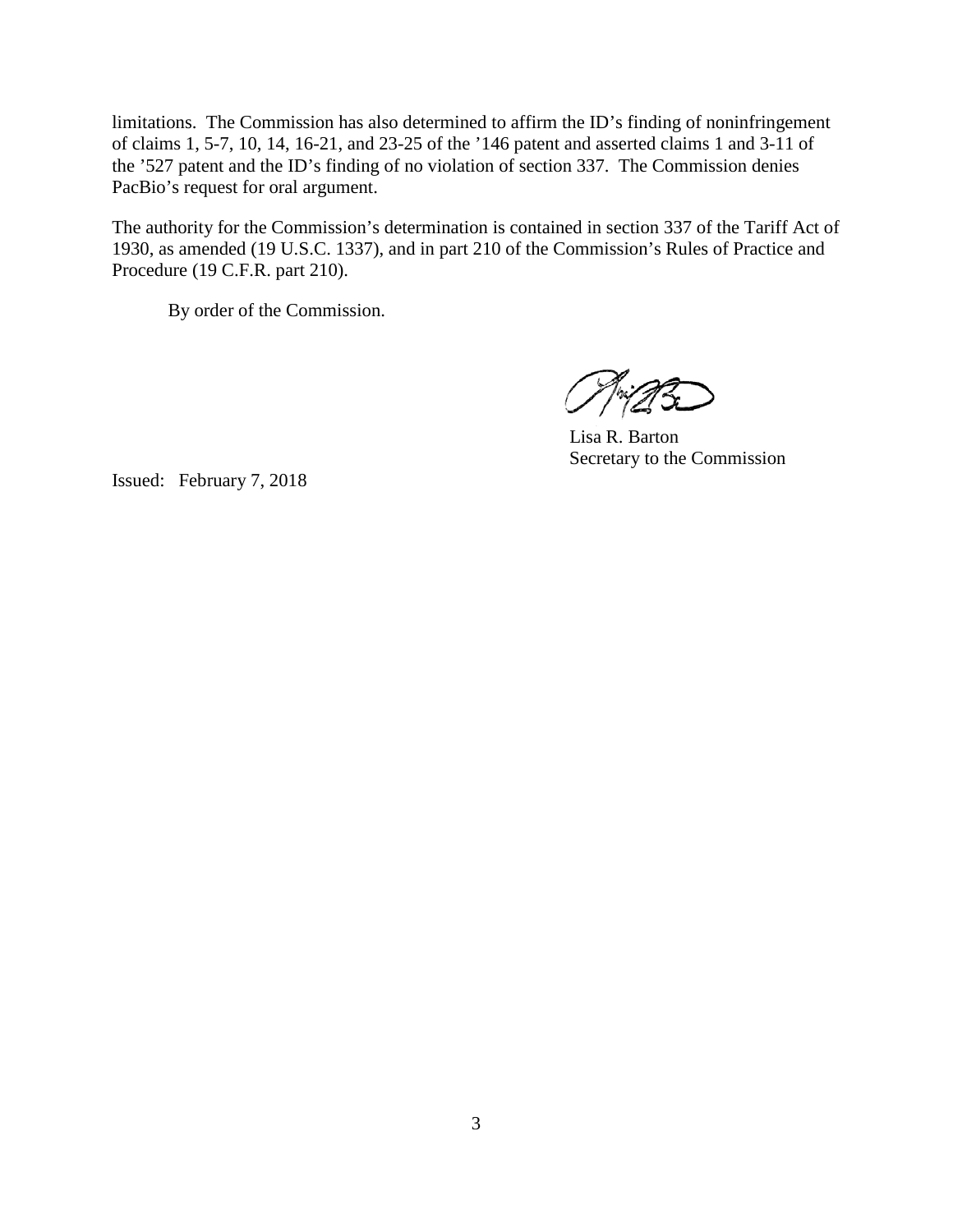limitations. The Commission has also determined to affirm the ID's finding of noninfringement of claims 1, 5-7, 10, 14, 16-21, and 23-25 of the '146 patent and asserted claims 1 and 3-11 of the '527 patent and the ID's finding of no violation of section 337. The Commission denies PacBio's request for oral argument.

The authority for the Commission's determination is contained in section 337 of the Tariff Act of 1930, as amended (19 U.S.C. 1337), and in part 210 of the Commission's Rules of Practice and Procedure (19 C.F.R. part 210).

By order of the Commission.

Lisa R. Barton
Secretary to the Commission

Issued: February 7, 2018